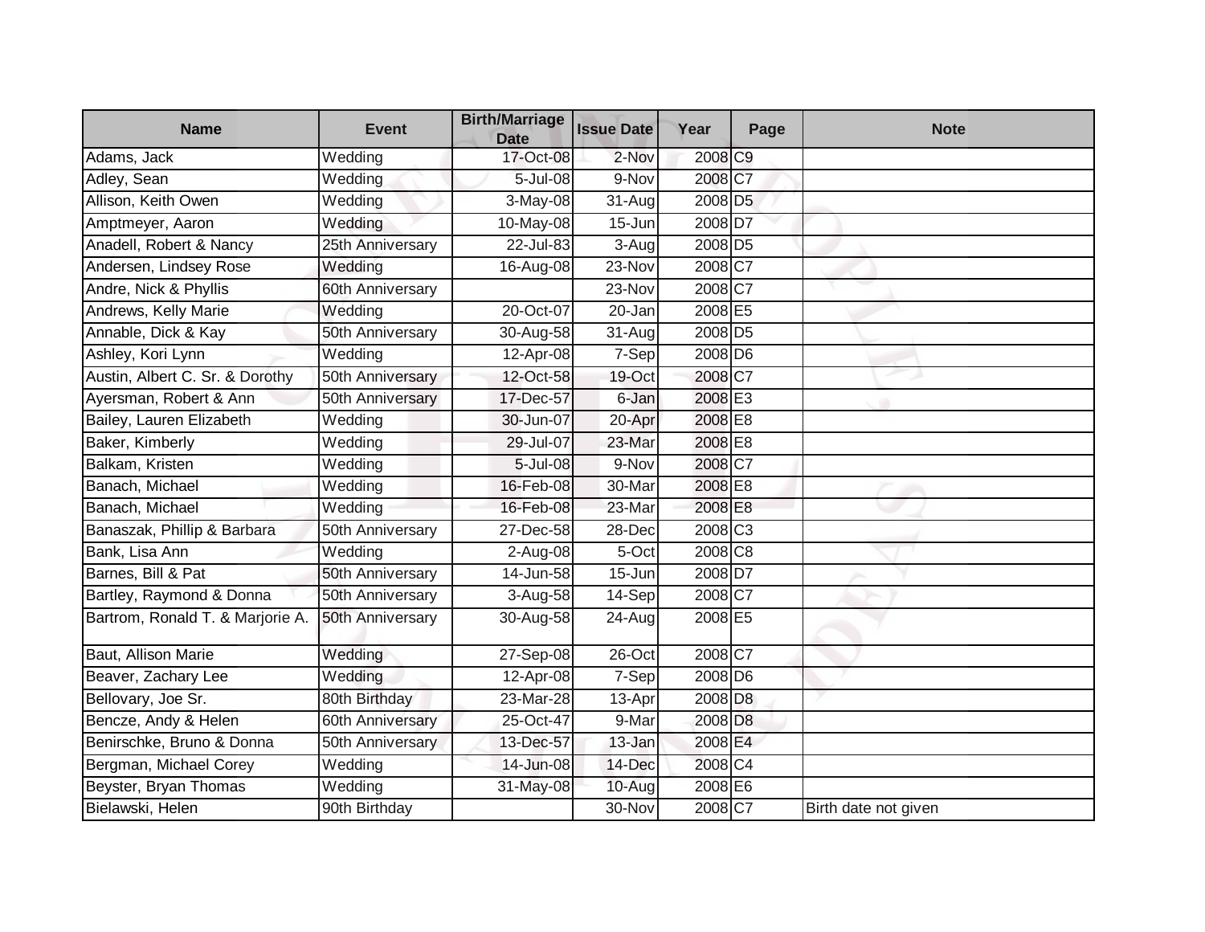| Name | Event | Birth/Marriage Date | Issue Date | Year | Page | Note |
|---|---|---|---|---|---|---|
| Adams, Jack | Wedding | 17-Oct-08 | 2-Nov | 2008 | C9 | |
| Adley, Sean | Wedding | 5-Jul-08 | 9-Nov | 2008 | C7 | |
| Allison, Keith Owen | Wedding | 3-May-08 | 31-Aug | 2008 | D5 | |
| Amptmeyer, Aaron | Wedding | 10-May-08 | 15-Jun | 2008 | D7 | |
| Anadell, Robert & Nancy | 25th Anniversary | 22-Jul-83 | 3-Aug | 2008 | D5 | |
| Andersen, Lindsey Rose | Wedding | 16-Aug-08 | 23-Nov | 2008 | C7 | |
| Andre, Nick & Phyllis | 60th Anniversary | | 23-Nov | 2008 | C7 | |
| Andrews, Kelly Marie | Wedding | 20-Oct-07 | 20-Jan | 2008 | E5 | |
| Annable, Dick & Kay | 50th Anniversary | 30-Aug-58 | 31-Aug | 2008 | D5 | |
| Ashley, Kori Lynn | Wedding | 12-Apr-08 | 7-Sep | 2008 | D6 | |
| Austin, Albert C. Sr. & Dorothy | 50th Anniversary | 12-Oct-58 | 19-Oct | 2008 | C7 | |
| Ayersman, Robert & Ann | 50th Anniversary | 17-Dec-57 | 6-Jan | 2008 | E3 | |
| Bailey, Lauren Elizabeth | Wedding | 30-Jun-07 | 20-Apr | 2008 | E8 | |
| Baker, Kimberly | Wedding | 29-Jul-07 | 23-Mar | 2008 | E8 | |
| Balkam, Kristen | Wedding | 5-Jul-08 | 9-Nov | 2008 | C7 | |
| Banach, Michael | Wedding | 16-Feb-08 | 30-Mar | 2008 | E8 | |
| Banach, Michael | Wedding | 16-Feb-08 | 23-Mar | 2008 | E8 | |
| Banaszak, Phillip & Barbara | 50th Anniversary | 27-Dec-58 | 28-Dec | 2008 | C3 | |
| Bank, Lisa Ann | Wedding | 2-Aug-08 | 5-Oct | 2008 | C8 | |
| Barnes, Bill & Pat | 50th Anniversary | 14-Jun-58 | 15-Jun | 2008 | D7 | |
| Bartley, Raymond & Donna | 50th Anniversary | 3-Aug-58 | 14-Sep | 2008 | C7 | |
| Bartrom, Ronald T. & Marjorie A. | 50th Anniversary | 30-Aug-58 | 24-Aug | 2008 | E5 | |
| Baut, Allison Marie | Wedding | 27-Sep-08 | 26-Oct | 2008 | C7 | |
| Beaver, Zachary Lee | Wedding | 12-Apr-08 | 7-Sep | 2008 | D6 | |
| Bellovary, Joe Sr. | 80th Birthday | 23-Mar-28 | 13-Apr | 2008 | D8 | |
| Bencze, Andy & Helen | 60th Anniversary | 25-Oct-47 | 9-Mar | 2008 | D8 | |
| Benirschke, Bruno & Donna | 50th Anniversary | 13-Dec-57 | 13-Jan | 2008 | E4 | |
| Bergman, Michael Corey | Wedding | 14-Jun-08 | 14-Dec | 2008 | C4 | |
| Beyster, Bryan Thomas | Wedding | 31-May-08 | 10-Aug | 2008 | E6 | |
| Bielawski, Helen | 90th Birthday | | 30-Nov | 2008 | C7 | Birth date not given |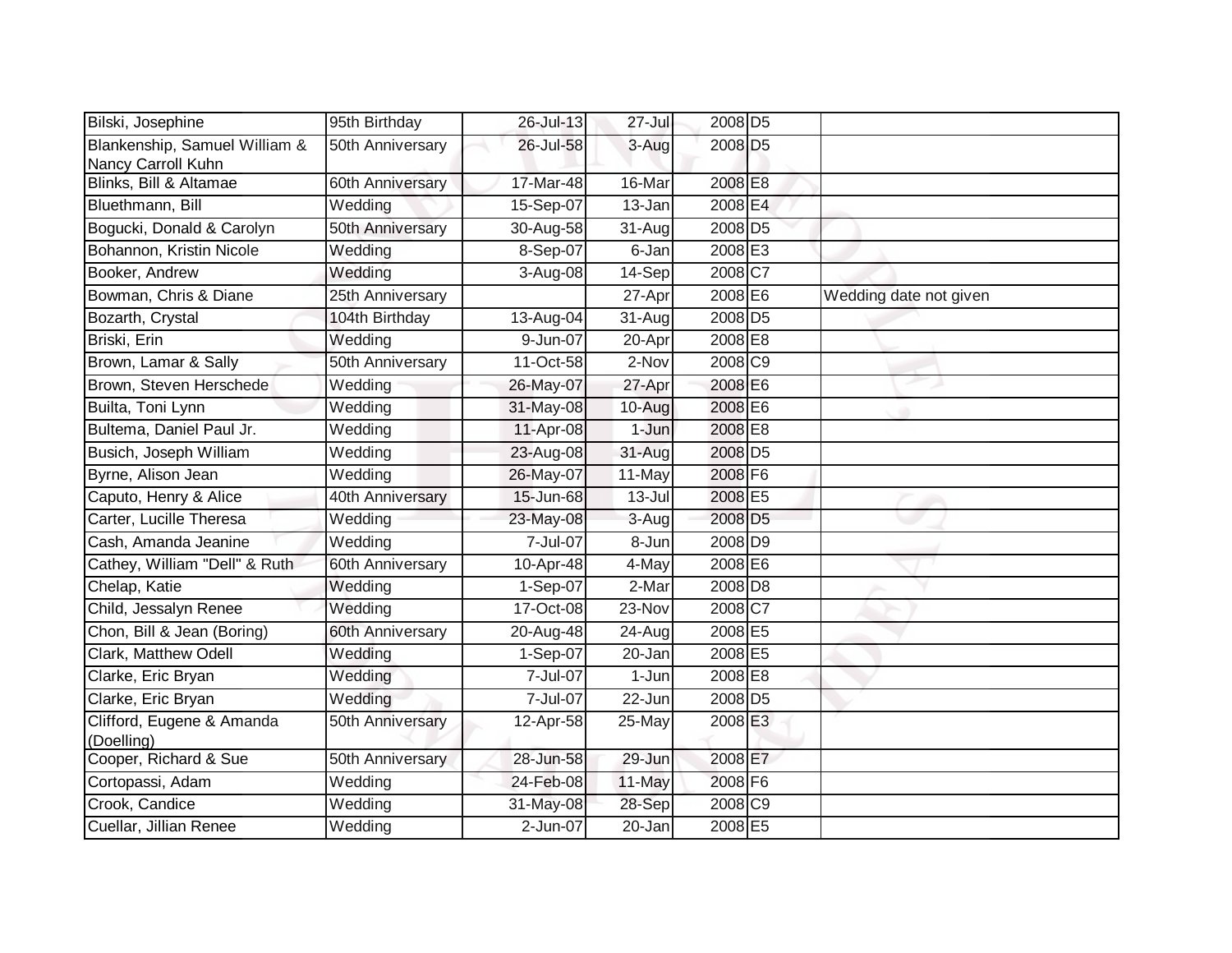| Bilski, Josephine | 95th Birthday | 26-Jul-13 | 27-Jul | 2008 | D5 | |
|---|---|---|---|---|---|---|
| Blankenship, Samuel William & Nancy Carroll Kuhn | 50th Anniversary | 26-Jul-58 | 3-Aug | 2008 | D5 | |
| Blinks, Bill & Altamae | 60th Anniversary | 17-Mar-48 | 16-Mar | 2008 | E8 | |
| Bluethmann, Bill | Wedding | 15-Sep-07 | 13-Jan | 2008 | E4 | |
| Bogucki, Donald & Carolyn | 50th Anniversary | 30-Aug-58 | 31-Aug | 2008 | D5 | |
| Bohannon, Kristin Nicole | Wedding | 8-Sep-07 | 6-Jan | 2008 | E3 | |
| Booker, Andrew | Wedding | 3-Aug-08 | 14-Sep | 2008 | C7 | |
| Bowman, Chris & Diane | 25th Anniversary | | 27-Apr | 2008 | E6 | Wedding date not given |
| Bozarth, Crystal | 104th Birthday | 13-Aug-04 | 31-Aug | 2008 | D5 | |
| Briski, Erin | Wedding | 9-Jun-07 | 20-Apr | 2008 | E8 | |
| Brown, Lamar & Sally | 50th Anniversary | 11-Oct-58 | 2-Nov | 2008 | C9 | |
| Brown, Steven Herschede | Wedding | 26-May-07 | 27-Apr | 2008 | E6 | |
| Builta, Toni Lynn | Wedding | 31-May-08 | 10-Aug | 2008 | E6 | |
| Bultema, Daniel Paul Jr. | Wedding | 11-Apr-08 | 1-Jun | 2008 | E8 | |
| Busich, Joseph William | Wedding | 23-Aug-08 | 31-Aug | 2008 | D5 | |
| Byrne, Alison Jean | Wedding | 26-May-07 | 11-May | 2008 | F6 | |
| Caputo, Henry & Alice | 40th Anniversary | 15-Jun-68 | 13-Jul | 2008 | E5 | |
| Carter, Lucille Theresa | Wedding | 23-May-08 | 3-Aug | 2008 | D5 | |
| Cash, Amanda Jeanine | Wedding | 7-Jul-07 | 8-Jun | 2008 | D9 | |
| Cathey, William "Dell" & Ruth | 60th Anniversary | 10-Apr-48 | 4-May | 2008 | E6 | |
| Chelap, Katie | Wedding | 1-Sep-07 | 2-Mar | 2008 | D8 | |
| Child, Jessalyn Renee | Wedding | 17-Oct-08 | 23-Nov | 2008 | C7 | |
| Chon, Bill & Jean (Boring) | 60th Anniversary | 20-Aug-48 | 24-Aug | 2008 | E5 | |
| Clark, Matthew Odell | Wedding | 1-Sep-07 | 20-Jan | 2008 | E5 | |
| Clarke, Eric Bryan | Wedding | 7-Jul-07 | 1-Jun | 2008 | E8 | |
| Clarke, Eric Bryan | Wedding | 7-Jul-07 | 22-Jun | 2008 | D5 | |
| Clifford, Eugene & Amanda (Doelling) | 50th Anniversary | 12-Apr-58 | 25-May | 2008 | E3 | |
| Cooper, Richard & Sue | 50th Anniversary | 28-Jun-58 | 29-Jun | 2008 | E7 | |
| Cortopassi, Adam | Wedding | 24-Feb-08 | 11-May | 2008 | F6 | |
| Crook, Candice | Wedding | 31-May-08 | 28-Sep | 2008 | C9 | |
| Cuellar, Jillian Renee | Wedding | 2-Jun-07 | 20-Jan | 2008 | E5 | |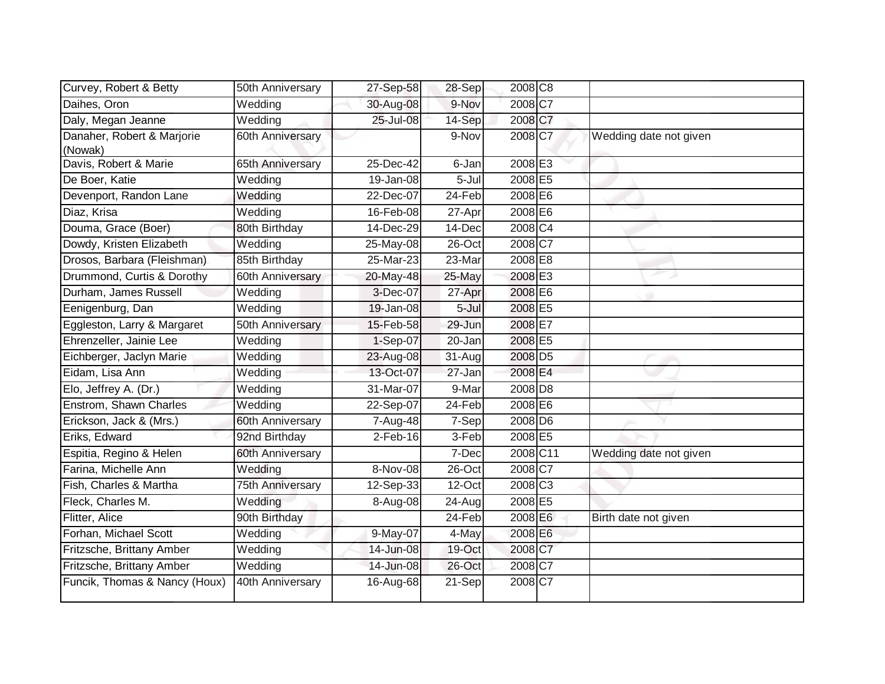| | | | | | | |
|---|---|---|---|---|---|---|
| Curvey, Robert & Betty | 50th Anniversary | 27-Sep-58 | 28-Sep | 2008 | C8 | |
| Daihes, Oron | Wedding | 30-Aug-08 | 9-Nov | 2008 | C7 | |
| Daly, Megan Jeanne | Wedding | 25-Jul-08 | 14-Sep | 2008 | C7 | |
| Danaher, Robert & Marjorie (Nowak) | 60th Anniversary | | 9-Nov | 2008 | C7 | Wedding date not given |
| Davis, Robert & Marie | 65th Anniversary | 25-Dec-42 | 6-Jan | 2008 | E3 | |
| De Boer, Katie | Wedding | 19-Jan-08 | 5-Jul | 2008 | E5 | |
| Devenport, Randon Lane | Wedding | 22-Dec-07 | 24-Feb | 2008 | E6 | |
| Diaz, Krisa | Wedding | 16-Feb-08 | 27-Apr | 2008 | E6 | |
| Douma, Grace (Boer) | 80th Birthday | 14-Dec-29 | 14-Dec | 2008 | C4 | |
| Dowdy, Kristen Elizabeth | Wedding | 25-May-08 | 26-Oct | 2008 | C7 | |
| Drosos, Barbara (Fleishman) | 85th Birthday | 25-Mar-23 | 23-Mar | 2008 | E8 | |
| Drummond, Curtis & Dorothy | 60th Anniversary | 20-May-48 | 25-May | 2008 | E3 | |
| Durham, James Russell | Wedding | 3-Dec-07 | 27-Apr | 2008 | E6 | |
| Eenigenburg, Dan | Wedding | 19-Jan-08 | 5-Jul | 2008 | E5 | |
| Eggleston, Larry & Margaret | 50th Anniversary | 15-Feb-58 | 29-Jun | 2008 | E7 | |
| Ehrenzeller, Jainie Lee | Wedding | 1-Sep-07 | 20-Jan | 2008 | E5 | |
| Eichberger, Jaclyn Marie | Wedding | 23-Aug-08 | 31-Aug | 2008 | D5 | |
| Eidam, Lisa Ann | Wedding | 13-Oct-07 | 27-Jan | 2008 | E4 | |
| Elo, Jeffrey A. (Dr.) | Wedding | 31-Mar-07 | 9-Mar | 2008 | D8 | |
| Enstrom, Shawn Charles | Wedding | 22-Sep-07 | 24-Feb | 2008 | E6 | |
| Erickson, Jack & (Mrs.) | 60th Anniversary | 7-Aug-48 | 7-Sep | 2008 | D6 | |
| Eriks, Edward | 92nd Birthday | 2-Feb-16 | 3-Feb | 2008 | E5 | |
| Espitia, Regino & Helen | 60th Anniversary | | 7-Dec | 2008 | C11 | Wedding date not given |
| Farina, Michelle Ann | Wedding | 8-Nov-08 | 26-Oct | 2008 | C7 | |
| Fish, Charles & Martha | 75th Anniversary | 12-Sep-33 | 12-Oct | 2008 | C3 | |
| Fleck, Charles M. | Wedding | 8-Aug-08 | 24-Aug | 2008 | E5 | |
| Flitter, Alice | 90th Birthday | | 24-Feb | 2008 | E6 | Birth date not given |
| Forhan, Michael Scott | Wedding | 9-May-07 | 4-May | 2008 | E6 | |
| Fritzsche, Brittany Amber | Wedding | 14-Jun-08 | 19-Oct | 2008 | C7 | |
| Fritzsche, Brittany Amber | Wedding | 14-Jun-08 | 26-Oct | 2008 | C7 | |
| Funcik, Thomas & Nancy (Houx) | 40th Anniversary | 16-Aug-68 | 21-Sep | 2008 | C7 | |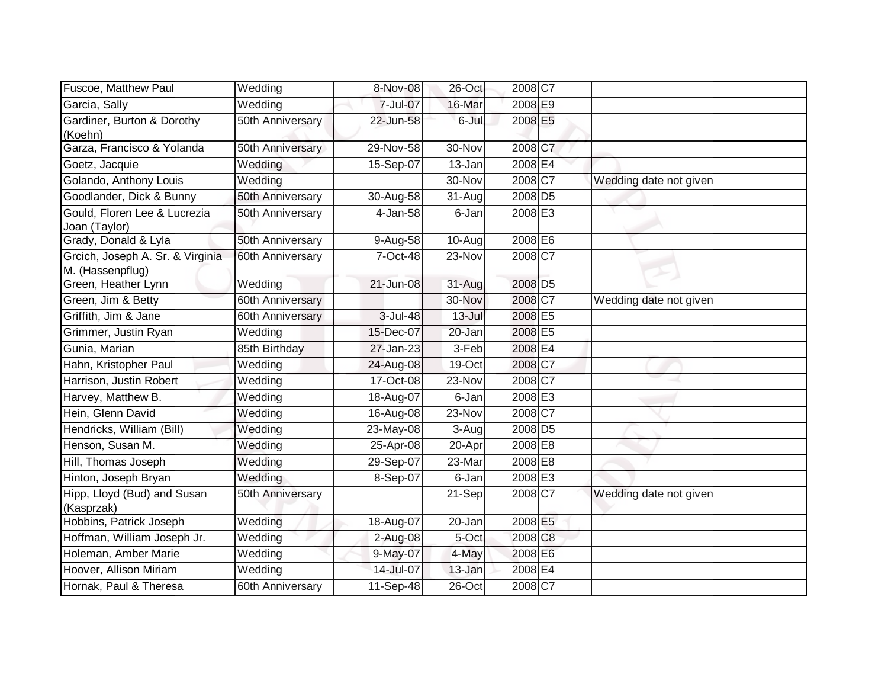| Fuscoe, Matthew Paul | Wedding | 8-Nov-08 | 26-Oct | 2008 | C7 | |
|---|---|---|---|---|---|---|
| Garcia, Sally | Wedding | 7-Jul-07 | 16-Mar | 2008 | E9 | |
| Gardiner, Burton & Dorothy (Koehn) | 50th Anniversary | 22-Jun-58 | 6-Jul | 2008 | E5 | |
| Garza, Francisco & Yolanda | 50th Anniversary | 29-Nov-58 | 30-Nov | 2008 | C7 | |
| Goetz, Jacquie | Wedding | 15-Sep-07 | 13-Jan | 2008 | E4 | |
| Golando, Anthony Louis | Wedding | | 30-Nov | 2008 | C7 | Wedding date not given |
| Goodlander, Dick & Bunny | 50th Anniversary | 30-Aug-58 | 31-Aug | 2008 | D5 | |
| Gould, Floren Lee & Lucrezia Joan (Taylor) | 50th Anniversary | 4-Jan-58 | 6-Jan | 2008 | E3 | |
| Grady, Donald & Lyla | 50th Anniversary | 9-Aug-58 | 10-Aug | 2008 | E6 | |
| Grcich, Joseph A. Sr. & Virginia M. (Hassenpflug) | 60th Anniversary | 7-Oct-48 | 23-Nov | 2008 | C7 | |
| Green, Heather Lynn | Wedding | 21-Jun-08 | 31-Aug | 2008 | D5 | |
| Green, Jim & Betty | 60th Anniversary | | 30-Nov | 2008 | C7 | Wedding date not given |
| Griffith, Jim & Jane | 60th Anniversary | 3-Jul-48 | 13-Jul | 2008 | E5 | |
| Grimmer, Justin Ryan | Wedding | 15-Dec-07 | 20-Jan | 2008 | E5 | |
| Gunia, Marian | 85th Birthday | 27-Jan-23 | 3-Feb | 2008 | E4 | |
| Hahn, Kristopher Paul | Wedding | 24-Aug-08 | 19-Oct | 2008 | C7 | |
| Harrison, Justin Robert | Wedding | 17-Oct-08 | 23-Nov | 2008 | C7 | |
| Harvey, Matthew B. | Wedding | 18-Aug-07 | 6-Jan | 2008 | E3 | |
| Hein, Glenn David | Wedding | 16-Aug-08 | 23-Nov | 2008 | C7 | |
| Hendricks, William (Bill) | Wedding | 23-May-08 | 3-Aug | 2008 | D5 | |
| Henson, Susan M. | Wedding | 25-Apr-08 | 20-Apr | 2008 | E8 | |
| Hill, Thomas Joseph | Wedding | 29-Sep-07 | 23-Mar | 2008 | E8 | |
| Hinton, Joseph Bryan | Wedding | 8-Sep-07 | 6-Jan | 2008 | E3 | |
| Hipp, Lloyd (Bud) and Susan (Kasprzak) | 50th Anniversary | | 21-Sep | 2008 | C7 | Wedding date not given |
| Hobbins, Patrick Joseph | Wedding | 18-Aug-07 | 20-Jan | 2008 | E5 | |
| Hoffman, William Joseph Jr. | Wedding | 2-Aug-08 | 5-Oct | 2008 | C8 | |
| Holeman, Amber Marie | Wedding | 9-May-07 | 4-May | 2008 | E6 | |
| Hoover, Allison Miriam | Wedding | 14-Jul-07 | 13-Jan | 2008 | E4 | |
| Hornak, Paul & Theresa | 60th Anniversary | 11-Sep-48 | 26-Oct | 2008 | C7 | |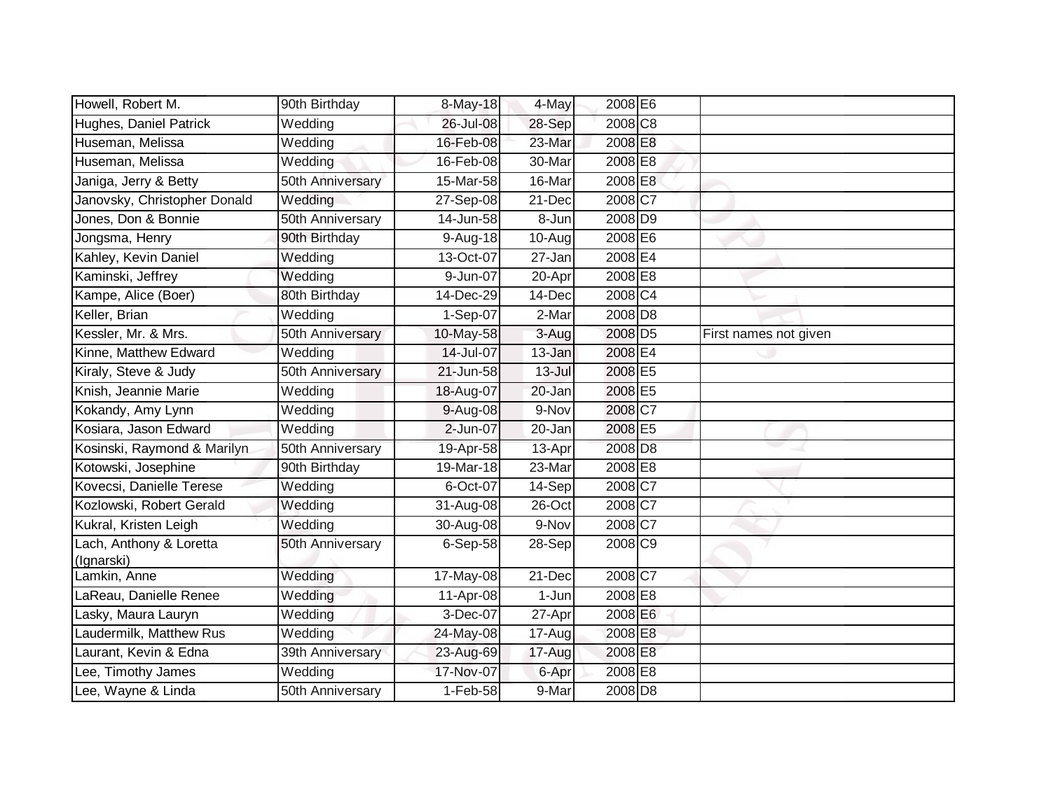| | | | | | | |
|---|---|---|---|---|---|---|
| Howell, Robert M. | 90th Birthday | 8-May-18 | 4-May | 2008 | E6 | |
| Hughes, Daniel Patrick | Wedding | 26-Jul-08 | 28-Sep | 2008 | C8 | |
| Huseman, Melissa | Wedding | 16-Feb-08 | 23-Mar | 2008 | E8 | |
| Huseman, Melissa | Wedding | 16-Feb-08 | 30-Mar | 2008 | E8 | |
| Janiga, Jerry & Betty | 50th Anniversary | 15-Mar-58 | 16-Mar | 2008 | E8 | |
| Janovsky, Christopher Donald | Wedding | 27-Sep-08 | 21-Dec | 2008 | C7 | |
| Jones, Don & Bonnie | 50th Anniversary | 14-Jun-58 | 8-Jun | 2008 | D9 | |
| Jongsma, Henry | 90th Birthday | 9-Aug-18 | 10-Aug | 2008 | E6 | |
| Kahley, Kevin Daniel | Wedding | 13-Oct-07 | 27-Jan | 2008 | E4 | |
| Kaminski, Jeffrey | Wedding | 9-Jun-07 | 20-Apr | 2008 | E8 | |
| Kampe, Alice (Boer) | 80th Birthday | 14-Dec-29 | 14-Dec | 2008 | C4 | |
| Keller, Brian | Wedding | 1-Sep-07 | 2-Mar | 2008 | D8 | |
| Kessler, Mr. & Mrs. | 50th Anniversary | 10-May-58 | 3-Aug | 2008 | D5 | First names not given |
| Kinne, Matthew Edward | Wedding | 14-Jul-07 | 13-Jan | 2008 | E4 | |
| Kiraly, Steve & Judy | 50th Anniversary | 21-Jun-58 | 13-Jul | 2008 | E5 | |
| Knish, Jeannie Marie | Wedding | 18-Aug-07 | 20-Jan | 2008 | E5 | |
| Kokandy, Amy Lynn | Wedding | 9-Aug-08 | 9-Nov | 2008 | C7 | |
| Kosiara, Jason Edward | Wedding | 2-Jun-07 | 20-Jan | 2008 | E5 | |
| Kosinski, Raymond & Marilyn | 50th Anniversary | 19-Apr-58 | 13-Apr | 2008 | D8 | |
| Kotowski, Josephine | 90th Birthday | 19-Mar-18 | 23-Mar | 2008 | E8 | |
| Kovecsi, Danielle Terese | Wedding | 6-Oct-07 | 14-Sep | 2008 | C7 | |
| Kozlowski, Robert Gerald | Wedding | 31-Aug-08 | 26-Oct | 2008 | C7 | |
| Kukral, Kristen Leigh | Wedding | 30-Aug-08 | 9-Nov | 2008 | C7 | |
| Lach, Anthony & Loretta (Ignarski) | 50th Anniversary | 6-Sep-58 | 28-Sep | 2008 | C9 | |
| Lamkin, Anne | Wedding | 17-May-08 | 21-Dec | 2008 | C7 | |
| LaReau, Danielle Renee | Wedding | 11-Apr-08 | 1-Jun | 2008 | E8 | |
| Lasky, Maura Lauryn | Wedding | 3-Dec-07 | 27-Apr | 2008 | E6 | |
| Laudermilk, Matthew Rus | Wedding | 24-May-08 | 17-Aug | 2008 | E8 | |
| Laurant, Kevin & Edna | 39th Anniversary | 23-Aug-69 | 17-Aug | 2008 | E8 | |
| Lee, Timothy James | Wedding | 17-Nov-07 | 6-Apr | 2008 | E8 | |
| Lee, Wayne & Linda | 50th Anniversary | 1-Feb-58 | 9-Mar | 2008 | D8 | |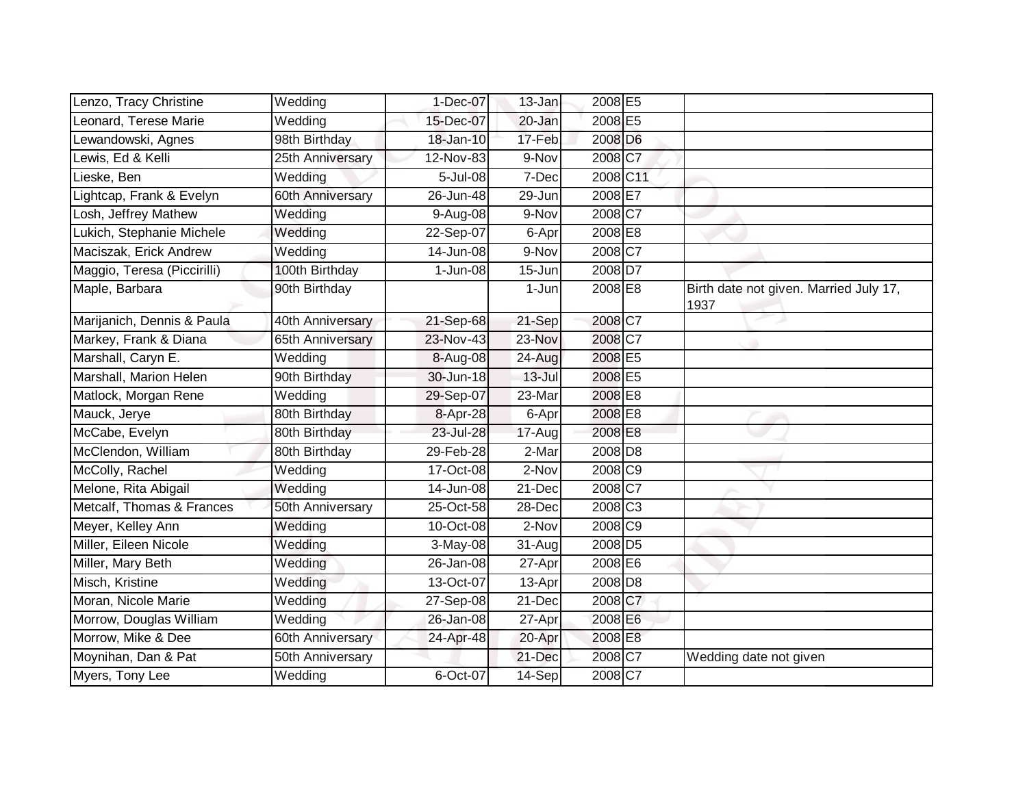| Lenzo, Tracy Christine | Wedding | 1-Dec-07 | 13-Jan | 2008 | E5 | |
|---|---|---|---|---|---|---|
| Leonard, Terese Marie | Wedding | 15-Dec-07 | 20-Jan | 2008 | E5 | |
| Lewandowski, Agnes | 98th Birthday | 18-Jan-10 | 17-Feb | 2008 | D6 | |
| Lewis, Ed & Kelli | 25th Anniversary | 12-Nov-83 | 9-Nov | 2008 | C7 | |
| Lieske, Ben | Wedding | 5-Jul-08 | 7-Dec | 2008 | C11 | |
| Lightcap, Frank & Evelyn | 60th Anniversary | 26-Jun-48 | 29-Jun | 2008 | E7 | |
| Losh, Jeffrey Mathew | Wedding | 9-Aug-08 | 9-Nov | 2008 | C7 | |
| Lukich, Stephanie Michele | Wedding | 22-Sep-07 | 6-Apr | 2008 | E8 | |
| Maciszak, Erick Andrew | Wedding | 14-Jun-08 | 9-Nov | 2008 | C7 | |
| Maggio, Teresa (Piccirilli) | 100th Birthday | 1-Jun-08 | 15-Jun | 2008 | D7 | |
| Maple, Barbara | 90th Birthday | | 1-Jun | 2008 | E8 | Birth date not given. Married July 17, 1937 |
| Marijanich, Dennis & Paula | 40th Anniversary | 21-Sep-68 | 21-Sep | 2008 | C7 | |
| Markey, Frank & Diana | 65th Anniversary | 23-Nov-43 | 23-Nov | 2008 | C7 | |
| Marshall, Caryn E. | Wedding | 8-Aug-08 | 24-Aug | 2008 | E5 | |
| Marshall, Marion Helen | 90th Birthday | 30-Jun-18 | 13-Jul | 2008 | E5 | |
| Matlock, Morgan Rene | Wedding | 29-Sep-07 | 23-Mar | 2008 | E8 | |
| Mauck, Jerye | 80th Birthday | 8-Apr-28 | 6-Apr | 2008 | E8 | |
| McCabe, Evelyn | 80th Birthday | 23-Jul-28 | 17-Aug | 2008 | E8 | |
| McClendon, William | 80th Birthday | 29-Feb-28 | 2-Mar | 2008 | D8 | |
| McColly, Rachel | Wedding | 17-Oct-08 | 2-Nov | 2008 | C9 | |
| Melone, Rita Abigail | Wedding | 14-Jun-08 | 21-Dec | 2008 | C7 | |
| Metcalf, Thomas & Frances | 50th Anniversary | 25-Oct-58 | 28-Dec | 2008 | C3 | |
| Meyer, Kelley Ann | Wedding | 10-Oct-08 | 2-Nov | 2008 | C9 | |
| Miller, Eileen Nicole | Wedding | 3-May-08 | 31-Aug | 2008 | D5 | |
| Miller, Mary Beth | Wedding | 26-Jan-08 | 27-Apr | 2008 | E6 | |
| Misch, Kristine | Wedding | 13-Oct-07 | 13-Apr | 2008 | D8 | |
| Moran, Nicole Marie | Wedding | 27-Sep-08 | 21-Dec | 2008 | C7 | |
| Morrow, Douglas William | Wedding | 26-Jan-08 | 27-Apr | 2008 | E6 | |
| Morrow, Mike & Dee | 60th Anniversary | 24-Apr-48 | 20-Apr | 2008 | E8 | |
| Moynihan, Dan & Pat | 50th Anniversary | | 21-Dec | 2008 | C7 | Wedding date not given |
| Myers, Tony Lee | Wedding | 6-Oct-07 | 14-Sep | 2008 | C7 | |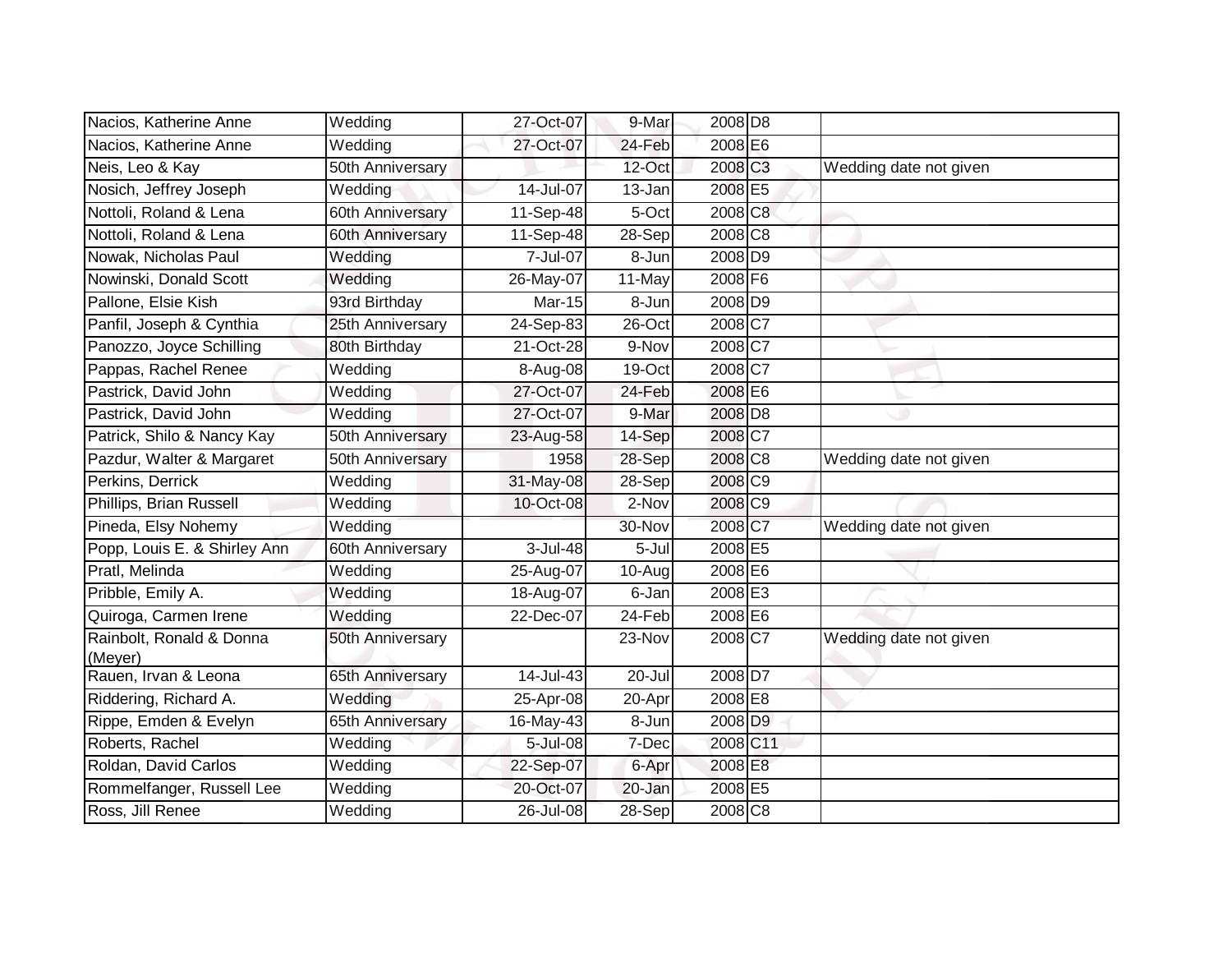| | | | | | | |
|---|---|---|---|---|---|---|
| Nacios, Katherine Anne | Wedding | 27-Oct-07 | 9-Mar | 2008 | D8 | |
| Nacios, Katherine Anne | Wedding | 27-Oct-07 | 24-Feb | 2008 | E6 | |
| Neis, Leo & Kay | 50th Anniversary | | 12-Oct | 2008 | C3 | Wedding date not given |
| Nosich, Jeffrey Joseph | Wedding | 14-Jul-07 | 13-Jan | 2008 | E5 | |
| Nottoli, Roland & Lena | 60th Anniversary | 11-Sep-48 | 5-Oct | 2008 | C8 | |
| Nottoli, Roland & Lena | 60th Anniversary | 11-Sep-48 | 28-Sep | 2008 | C8 | |
| Nowak, Nicholas Paul | Wedding | 7-Jul-07 | 8-Jun | 2008 | D9 | |
| Nowinski, Donald Scott | Wedding | 26-May-07 | 11-May | 2008 | F6 | |
| Pallone, Elsie Kish | 93rd Birthday | Mar-15 | 8-Jun | 2008 | D9 | |
| Panfil, Joseph & Cynthia | 25th Anniversary | 24-Sep-83 | 26-Oct | 2008 | C7 | |
| Panozzo, Joyce Schilling | 80th Birthday | 21-Oct-28 | 9-Nov | 2008 | C7 | |
| Pappas, Rachel Renee | Wedding | 8-Aug-08 | 19-Oct | 2008 | C7 | |
| Pastrick, David John | Wedding | 27-Oct-07 | 24-Feb | 2008 | E6 | |
| Pastrick, David John | Wedding | 27-Oct-07 | 9-Mar | 2008 | D8 | |
| Patrick, Shilo & Nancy Kay | 50th Anniversary | 23-Aug-58 | 14-Sep | 2008 | C7 | |
| Pazdur, Walter & Margaret | 50th Anniversary | 1958 | 28-Sep | 2008 | C8 | Wedding date not given |
| Perkins, Derrick | Wedding | 31-May-08 | 28-Sep | 2008 | C9 | |
| Phillips, Brian Russell | Wedding | 10-Oct-08 | 2-Nov | 2008 | C9 | |
| Pineda, Elsy Nohemy | Wedding | | 30-Nov | 2008 | C7 | Wedding date not given |
| Popp, Louis E. & Shirley Ann | 60th Anniversary | 3-Jul-48 | 5-Jul | 2008 | E5 | |
| Pratl, Melinda | Wedding | 25-Aug-07 | 10-Aug | 2008 | E6 | |
| Pribble, Emily A. | Wedding | 18-Aug-07 | 6-Jan | 2008 | E3 | |
| Quiroga, Carmen Irene | Wedding | 22-Dec-07 | 24-Feb | 2008 | E6 | |
| Rainbolt, Ronald & Donna (Meyer) | 50th Anniversary | | 23-Nov | 2008 | C7 | Wedding date not given |
| Rauen, Irvan & Leona | 65th Anniversary | 14-Jul-43 | 20-Jul | 2008 | D7 | |
| Riddering, Richard A. | Wedding | 25-Apr-08 | 20-Apr | 2008 | E8 | |
| Rippe, Emden & Evelyn | 65th Anniversary | 16-May-43 | 8-Jun | 2008 | D9 | |
| Roberts, Rachel | Wedding | 5-Jul-08 | 7-Dec | 2008 | C11 | |
| Roldan, David Carlos | Wedding | 22-Sep-07 | 6-Apr | 2008 | E8 | |
| Rommelfanger, Russell Lee | Wedding | 20-Oct-07 | 20-Jan | 2008 | E5 | |
| Ross, Jill Renee | Wedding | 26-Jul-08 | 28-Sep | 2008 | C8 | |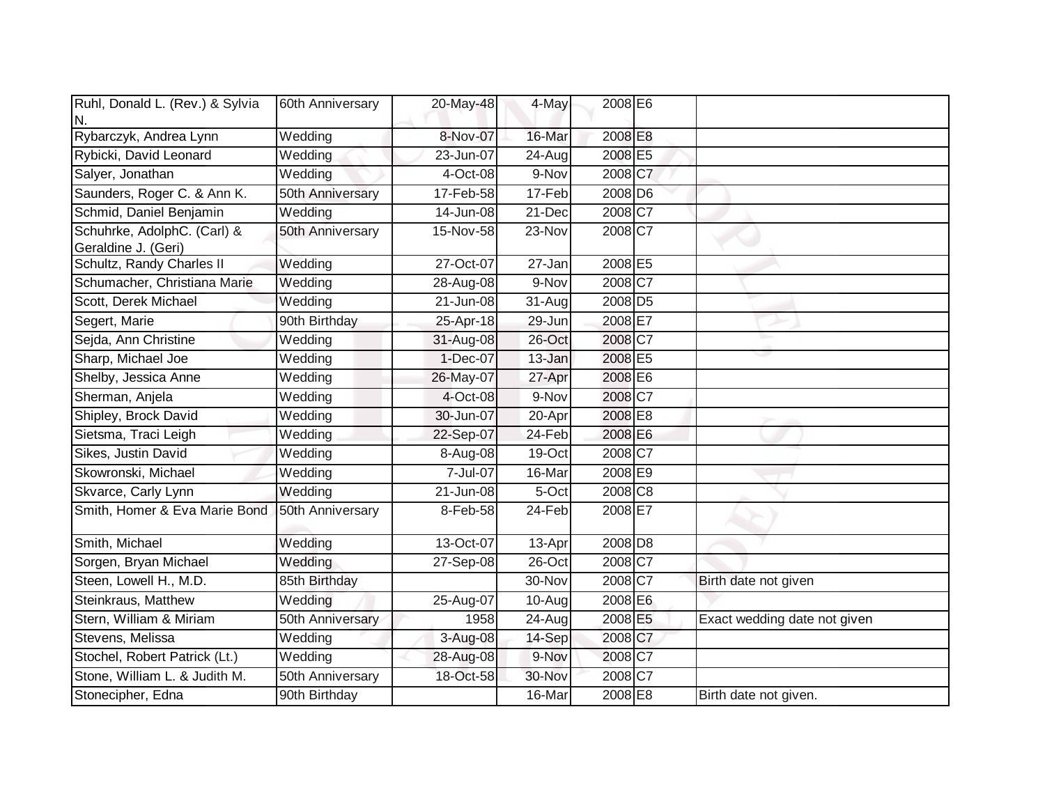| | | | | | | |
|---|---|---|---|---|---|---|
| Ruhl, Donald L. (Rev.) & Sylvia N. | 60th Anniversary | 20-May-48 | 4-May | 2008 | E6 | |
| Rybarczyk, Andrea Lynn | Wedding | 8-Nov-07 | 16-Mar | 2008 | E8 | |
| Rybicki, David Leonard | Wedding | 23-Jun-07 | 24-Aug | 2008 | E5 | |
| Salyer, Jonathan | Wedding | 4-Oct-08 | 9-Nov | 2008 | C7 | |
| Saunders, Roger C. & Ann K. | 50th Anniversary | 17-Feb-58 | 17-Feb | 2008 | D6 | |
| Schmid, Daniel Benjamin | Wedding | 14-Jun-08 | 21-Dec | 2008 | C7 | |
| Schuhrke, AdolphC. (Carl) & Geraldine J. (Geri) | 50th Anniversary | 15-Nov-58 | 23-Nov | 2008 | C7 | |
| Schultz, Randy Charles II | Wedding | 27-Oct-07 | 27-Jan | 2008 | E5 | |
| Schumacher, Christiana Marie | Wedding | 28-Aug-08 | 9-Nov | 2008 | C7 | |
| Scott, Derek Michael | Wedding | 21-Jun-08 | 31-Aug | 2008 | D5 | |
| Segert, Marie | 90th Birthday | 25-Apr-18 | 29-Jun | 2008 | E7 | |
| Sejda, Ann Christine | Wedding | 31-Aug-08 | 26-Oct | 2008 | C7 | |
| Sharp, Michael Joe | Wedding | 1-Dec-07 | 13-Jan | 2008 | E5 | |
| Shelby, Jessica Anne | Wedding | 26-May-07 | 27-Apr | 2008 | E6 | |
| Sherman, Anjela | Wedding | 4-Oct-08 | 9-Nov | 2008 | C7 | |
| Shipley, Brock David | Wedding | 30-Jun-07 | 20-Apr | 2008 | E8 | |
| Sietsma, Traci Leigh | Wedding | 22-Sep-07 | 24-Feb | 2008 | E6 | |
| Sikes, Justin David | Wedding | 8-Aug-08 | 19-Oct | 2008 | C7 | |
| Skowronski, Michael | Wedding | 7-Jul-07 | 16-Mar | 2008 | E9 | |
| Skvarce, Carly Lynn | Wedding | 21-Jun-08 | 5-Oct | 2008 | C8 | |
| Smith, Homer & Eva Marie Bond | 50th Anniversary | 8-Feb-58 | 24-Feb | 2008 | E7 | |
| Smith, Michael | Wedding | 13-Oct-07 | 13-Apr | 2008 | D8 | |
| Sorgen, Bryan Michael | Wedding | 27-Sep-08 | 26-Oct | 2008 | C7 | |
| Steen, Lowell H., M.D. | 85th Birthday | | 30-Nov | 2008 | C7 | Birth date not given |
| Steinkraus, Matthew | Wedding | 25-Aug-07 | 10-Aug | 2008 | E6 | |
| Stern, William & Miriam | 50th Anniversary | 1958 | 24-Aug | 2008 | E5 | Exact wedding date not given |
| Stevens, Melissa | Wedding | 3-Aug-08 | 14-Sep | 2008 | C7 | |
| Stochel, Robert Patrick (Lt.) | Wedding | 28-Aug-08 | 9-Nov | 2008 | C7 | |
| Stone, William L. & Judith M. | 50th Anniversary | 18-Oct-58 | 30-Nov | 2008 | C7 | |
| Stonecipher, Edna | 90th Birthday | | 16-Mar | 2008 | E8 | Birth date not given. |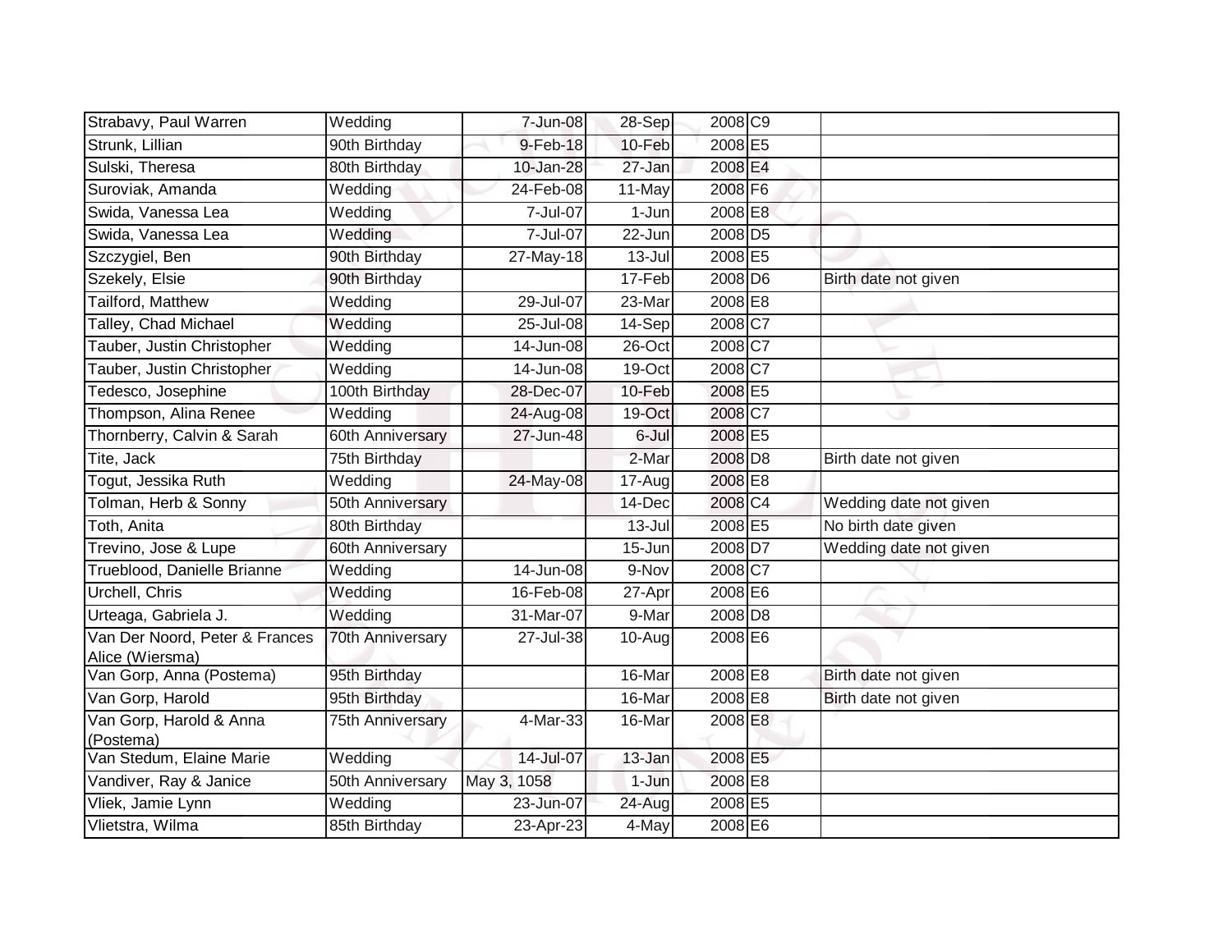| Strabavy, Paul Warren | Wedding | 7-Jun-08 | 28-Sep | 2008 | C9 | |
|---|---|---|---|---|---|---|
| Strunk, Lillian | 90th Birthday | 9-Feb-18 | 10-Feb | 2008 | E5 | |
| Sulski, Theresa | 80th Birthday | 10-Jan-28 | 27-Jan | 2008 | E4 | |
| Suroviak, Amanda | Wedding | 24-Feb-08 | 11-May | 2008 | F6 | |
| Swida, Vanessa Lea | Wedding | 7-Jul-07 | 1-Jun | 2008 | E8 | |
| Swida, Vanessa Lea | Wedding | 7-Jul-07 | 22-Jun | 2008 | D5 | |
| Szczygiel, Ben | 90th Birthday | 27-May-18 | 13-Jul | 2008 | E5 | |
| Szekely, Elsie | 90th Birthday | | 17-Feb | 2008 | D6 | Birth date not given |
| Tailford, Matthew | Wedding | 29-Jul-07 | 23-Mar | 2008 | E8 | |
| Talley, Chad Michael | Wedding | 25-Jul-08 | 14-Sep | 2008 | C7 | |
| Tauber, Justin Christopher | Wedding | 14-Jun-08 | 26-Oct | 2008 | C7 | |
| Tauber, Justin Christopher | Wedding | 14-Jun-08 | 19-Oct | 2008 | C7 | |
| Tedesco, Josephine | 100th Birthday | 28-Dec-07 | 10-Feb | 2008 | E5 | |
| Thompson, Alina Renee | Wedding | 24-Aug-08 | 19-Oct | 2008 | C7 | |
| Thornberry, Calvin & Sarah | 60th Anniversary | 27-Jun-48 | 6-Jul | 2008 | E5 | |
| Tite, Jack | 75th Birthday | | 2-Mar | 2008 | D8 | Birth date not given |
| Togut, Jessika Ruth | Wedding | 24-May-08 | 17-Aug | 2008 | E8 | |
| Tolman, Herb & Sonny | 50th Anniversary | | 14-Dec | 2008 | C4 | Wedding date not given |
| Toth, Anita | 80th Birthday | | 13-Jul | 2008 | E5 | No birth date given |
| Trevino, Jose & Lupe | 60th Anniversary | | 15-Jun | 2008 | D7 | Wedding date not given |
| Trueblood, Danielle Brianne | Wedding | 14-Jun-08 | 9-Nov | 2008 | C7 | |
| Urchell, Chris | Wedding | 16-Feb-08 | 27-Apr | 2008 | E6 | |
| Urteaga, Gabriela J. | Wedding | 31-Mar-07 | 9-Mar | 2008 | D8 | |
| Van Der Noord, Peter & Frances Alice (Wiersma) | 70th Anniversary | 27-Jul-38 | 10-Aug | 2008 | E6 | |
| Van Gorp, Anna (Postema) | 95th Birthday | | 16-Mar | 2008 | E8 | Birth date not given |
| Van Gorp, Harold | 95th Birthday | | 16-Mar | 2008 | E8 | Birth date not given |
| Van Gorp, Harold & Anna (Postema) | 75th Anniversary | 4-Mar-33 | 16-Mar | 2008 | E8 | |
| Van Stedum, Elaine Marie | Wedding | 14-Jul-07 | 13-Jan | 2008 | E5 | |
| Vandiver, Ray & Janice | 50th Anniversary | May 3, 1058 | 1-Jun | 2008 | E8 | |
| Vliek, Jamie Lynn | Wedding | 23-Jun-07 | 24-Aug | 2008 | E5 | |
| Vlietstra, Wilma | 85th Birthday | 23-Apr-23 | 4-May | 2008 | E6 | |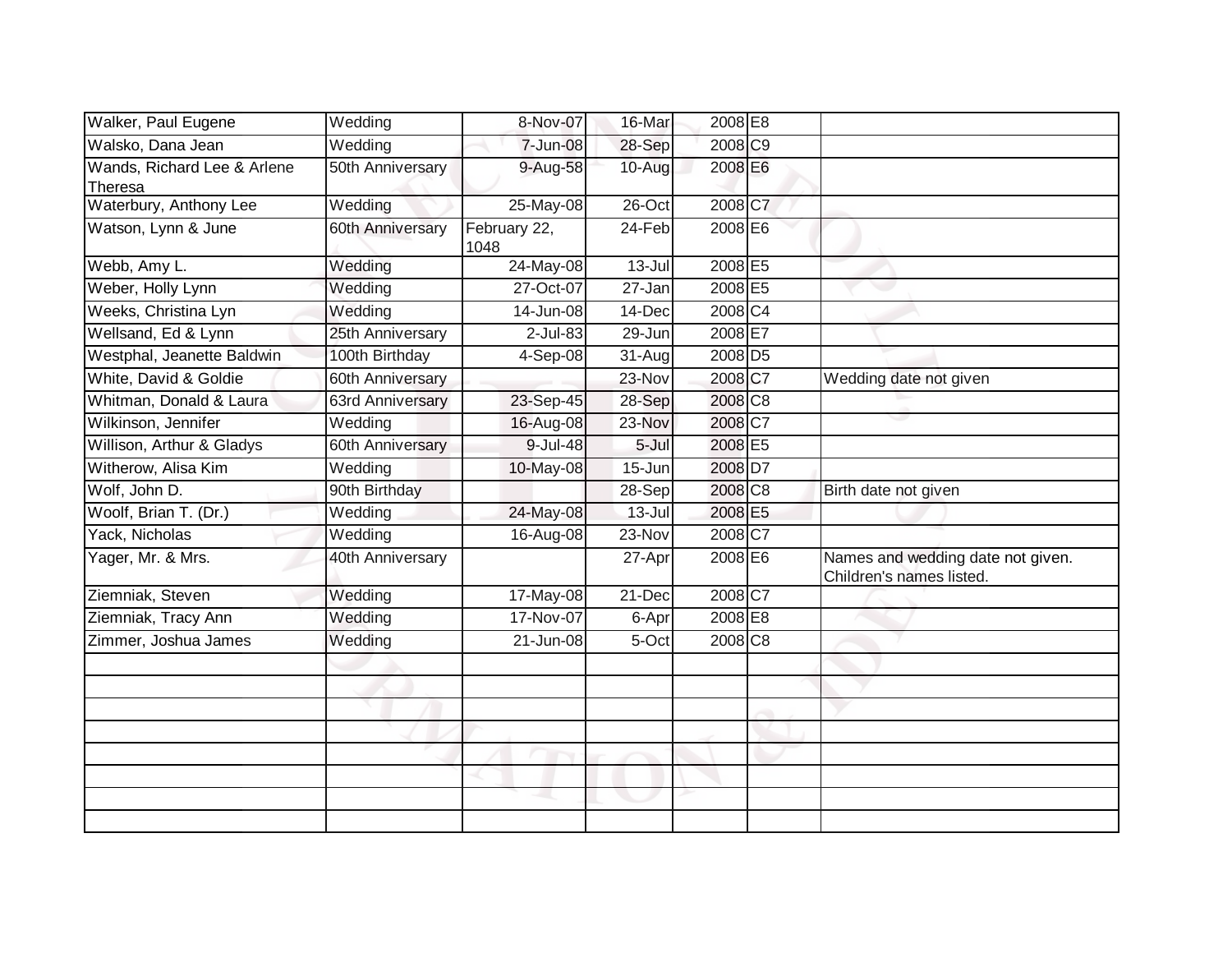| | | | | | | |
|---|---|---|---|---|---|---|
| Walker, Paul Eugene | Wedding | 8-Nov-07 | 16-Mar | 2008 | E8 | |
| Walsko, Dana Jean | Wedding | 7-Jun-08 | 28-Sep | 2008 | C9 | |
| Wands, Richard Lee & Arlene Theresa | 50th Anniversary | 9-Aug-58 | 10-Aug | 2008 | E6 | |
| Waterbury, Anthony Lee | Wedding | 25-May-08 | 26-Oct | 2008 | C7 | |
| Watson, Lynn & June | 60th Anniversary | February 22, 1048 | 24-Feb | 2008 | E6 | |
| Webb, Amy L. | Wedding | 24-May-08 | 13-Jul | 2008 | E5 | |
| Weber, Holly Lynn | Wedding | 27-Oct-07 | 27-Jan | 2008 | E5 | |
| Weeks, Christina Lyn | Wedding | 14-Jun-08 | 14-Dec | 2008 | C4 | |
| Wellsand, Ed & Lynn | 25th Anniversary | 2-Jul-83 | 29-Jun | 2008 | E7 | |
| Westphal, Jeanette Baldwin | 100th Birthday | 4-Sep-08 | 31-Aug | 2008 | D5 | |
| White, David & Goldie | 60th Anniversary | | 23-Nov | 2008 | C7 | Wedding date not given |
| Whitman, Donald & Laura | 63rd Anniversary | 23-Sep-45 | 28-Sep | 2008 | C8 | |
| Wilkinson, Jennifer | Wedding | 16-Aug-08 | 23-Nov | 2008 | C7 | |
| Willison, Arthur & Gladys | 60th Anniversary | 9-Jul-48 | 5-Jul | 2008 | E5 | |
| Witherow, Alisa Kim | Wedding | 10-May-08 | 15-Jun | 2008 | D7 | |
| Wolf, John D. | 90th Birthday | | 28-Sep | 2008 | C8 | Birth date not given |
| Woolf, Brian T. (Dr.) | Wedding | 24-May-08 | 13-Jul | 2008 | E5 | |
| Yack, Nicholas | Wedding | 16-Aug-08 | 23-Nov | 2008 | C7 | |
| Yager, Mr. & Mrs. | 40th Anniversary | | 27-Apr | 2008 | E6 | Names and wedding date not given. Children's names listed. |
| Ziemniak, Steven | Wedding | 17-May-08 | 21-Dec | 2008 | C7 | |
| Ziemniak, Tracy Ann | Wedding | 17-Nov-07 | 6-Apr | 2008 | E8 | |
| Zimmer, Joshua James | Wedding | 21-Jun-08 | 5-Oct | 2008 | C8 | |
| | | | | | | |
| | | | | | | |
| | | | | | | |
| | | | | | | |
| | | | | | | |
| | | | | | | |
| | | | | | | |
| | | | | | | |